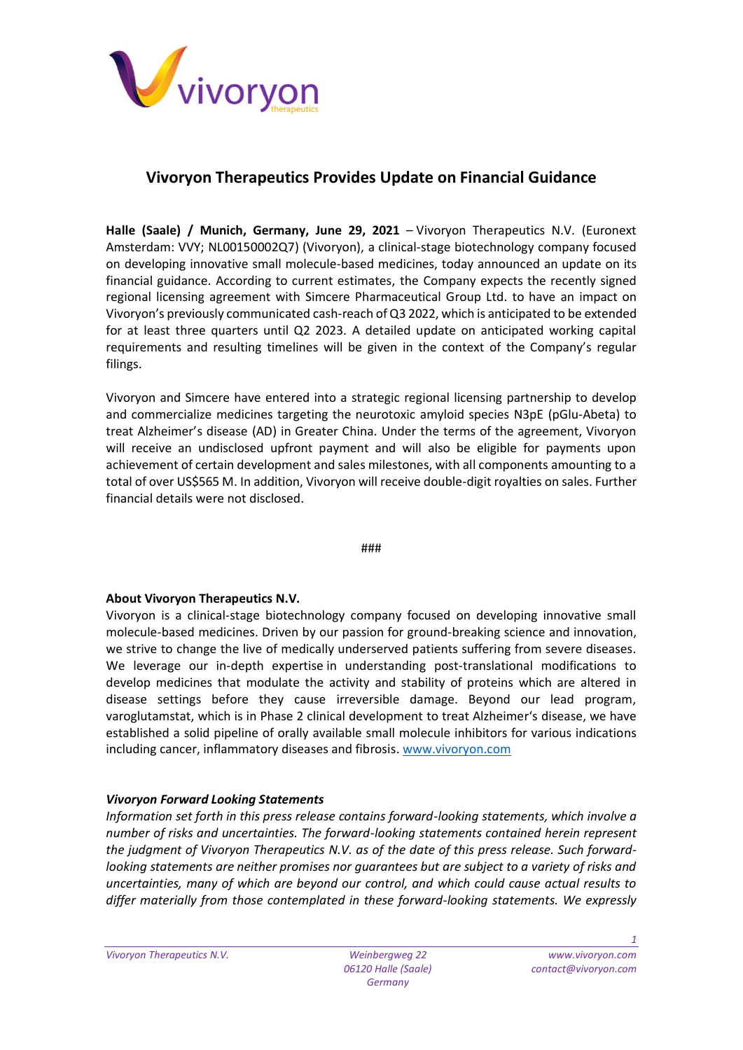# Vivoryon Therapeutics Provides Update on Financial Guidance

**Halle (Saale) / Munich, Germany, June 29, 2021** – Vivoryon Therapeutics N.V. (Euronext Amsterdam: VVY; NL00150002Q7) (Vivoryon), a clinical-stage biotechnology company focused on developing innovative small molecule-based medicines, today announced an update on its financial guidance. According to current estimates, the Company expects the recently signed regional licensing agreement with Simcere Pharmaceutical Group Ltd. to have an impact on Vivoryon's previously communicated cash-reach of Q3 2022, which is anticipated to be extended for at least three quarters until Q2 2023. A detailed update on anticipated working capital requirements and resulting timelines will be given in the context of the Company's regular filings.

Vivoryon and Simcere have entered into a strategic regional licensing partnership to develop and commercialize medicines targeting the neurotoxic amyloid species N3pE (pGlu-Abeta) to treat Alzheimer's disease (AD) in Greater China. Under the terms of the agreement, Vivoryon will receive an undisclosed upfront payment and will also be eligible for payments upon achievement of certain development and sales milestones, with all components amounting to a total of over US$565 M. In addition, Vivoryon will receive double-digit royalties on sales. Further financial details were not disclosed.

###

**About Vivoryon Therapeutics N.V.**

Vivoryon is a clinical-stage biotechnology company focused on developing innovative small molecule-based medicines. Driven by our passion for ground-breaking science and innovation, we strive to change the live of medically underserved patients suffering from severe diseases. We leverage our in-depth expertise in understanding post-translational modifications to develop medicines that modulate the activity and stability of proteins which are altered in disease settings before they cause irreversible damage. Beyond our lead program, varoglutamstat, which is in Phase 2 clinical development to treat Alzheimer's disease, we have established a solid pipeline of orally available small molecule inhibitors for various indications including cancer, inflammatory diseases and fibrosis. [www.vivoryon.com](http://www.vivoryon.com)

***Vivoryon Forward Looking Statements***

*Information set forth in this press release contains forward-looking statements, which involve a number of risks and uncertainties. The forward-looking statements contained herein represent the judgment of Vivoryon Therapeutics N.V. as of the date of this press release. Such forward-looking statements are neither promises nor guarantees but are subject to a variety of risks and uncertainties, many of which are beyond our control, and which could cause actual results to differ materially from those contemplated in these forward-looking statements. We expressly*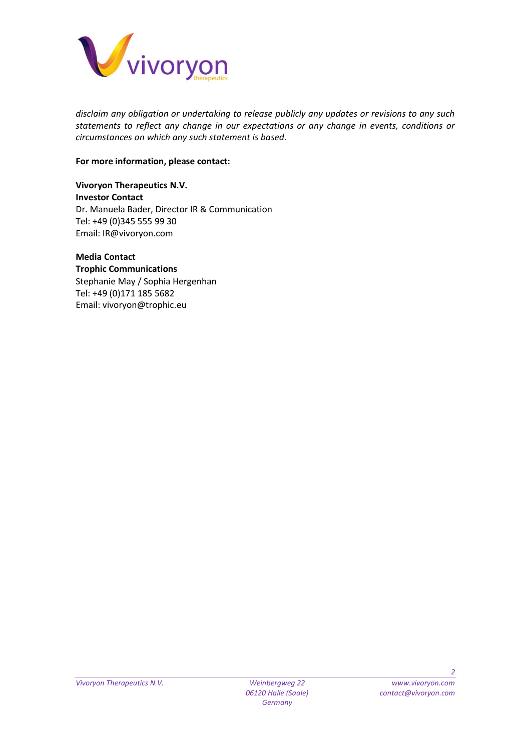*disclaim any obligation or undertaking to release publicly any updates or revisions to any such statements to reflect any change in our expectations or any change in events, conditions or circumstances on which any such statement is based.*

**<u>For more information, please contact:</u>**

**Vivoryon Therapeutics N.V.**
**Investor Contact**
Dr. Manuela Bader, Director IR & Communication
Tel: +49 (0)345 555 99 30
Email: IR@vivoryon.com

**Media Contact**
**Trophic Communications**
Stephanie May / Sophia Hergenhan
Tel: +49 (0)171 185 5682
Email: vivoryon@trophic.eu